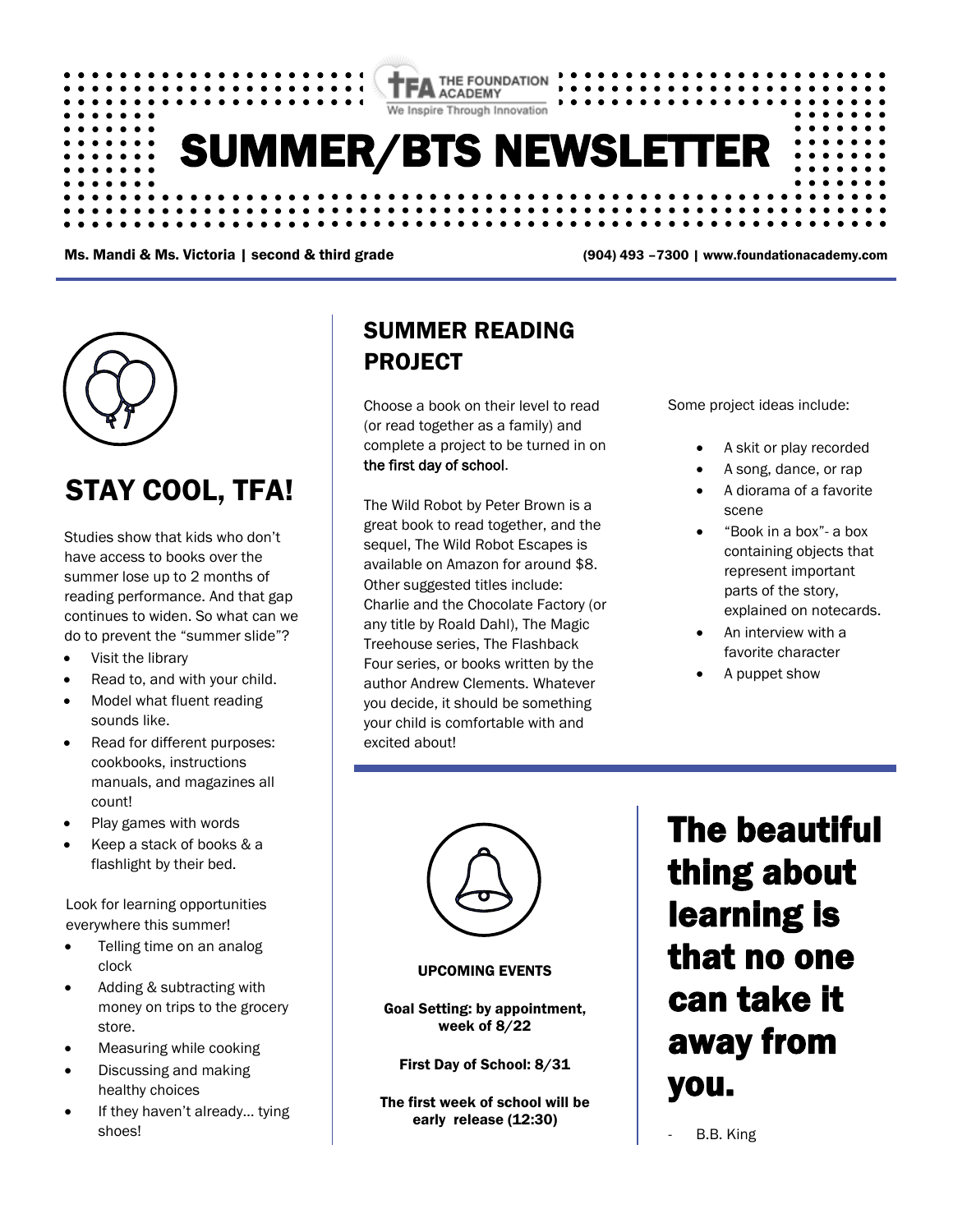THE FOUNDATION ACADEMY
We Inspire Through Innovation

# SUMMER/BTS NEWSLETTER

**Ms. Mandi & Ms. Victoria | second & third grade** **(904) 493 –7300 | www.foundationacademy.com**

## STAY COOL, TFA!

Studies show that kids who don't have access to books over the summer lose up to 2 months of reading performance. And that gap continues to widen. So what can we do to prevent the "summer slide"?

- Visit the library
- Read to, and with your child.
- Model what fluent reading sounds like.
- Read for different purposes: cookbooks, instructions manuals, and magazines all count!
- Play games with words
- Keep a stack of books & a flashlight by their bed.

Look for learning opportunities everywhere this summer!

- Telling time on an analog clock
- Adding & subtracting with money on trips to the grocery store.
- Measuring while cooking
- Discussing and making healthy choices
- If they haven't already… tying shoes!

## SUMMER READING PROJECT

Choose a book on their level to read (or read together as a family) and complete a project to be turned in on the first day of school.

The Wild Robot by Peter Brown is a great book to read together, and the sequel, The Wild Robot Escapes is available on Amazon for around $8. Other suggested titles include: Charlie and the Chocolate Factory (or any title by Roald Dahl), The Magic Treehouse series, The Flashback Four series, or books written by the author Andrew Clements. Whatever you decide, it should be something your child is comfortable with and excited about!

Some project ideas include:

- A skit or play recorded
- A song, dance, or rap
- A diorama of a favorite scene
- "Book in a box"- a box containing objects that represent important parts of the story, explained on notecards.
- An interview with a favorite character
- A puppet show

**UPCOMING EVENTS**

**Goal Setting: by appointment, week of 8/22**

**First Day of School: 8/31**

**The first week of school will be early release (12:30)**

# The beautiful thing about learning is that no one can take it away from you.

- B.B. King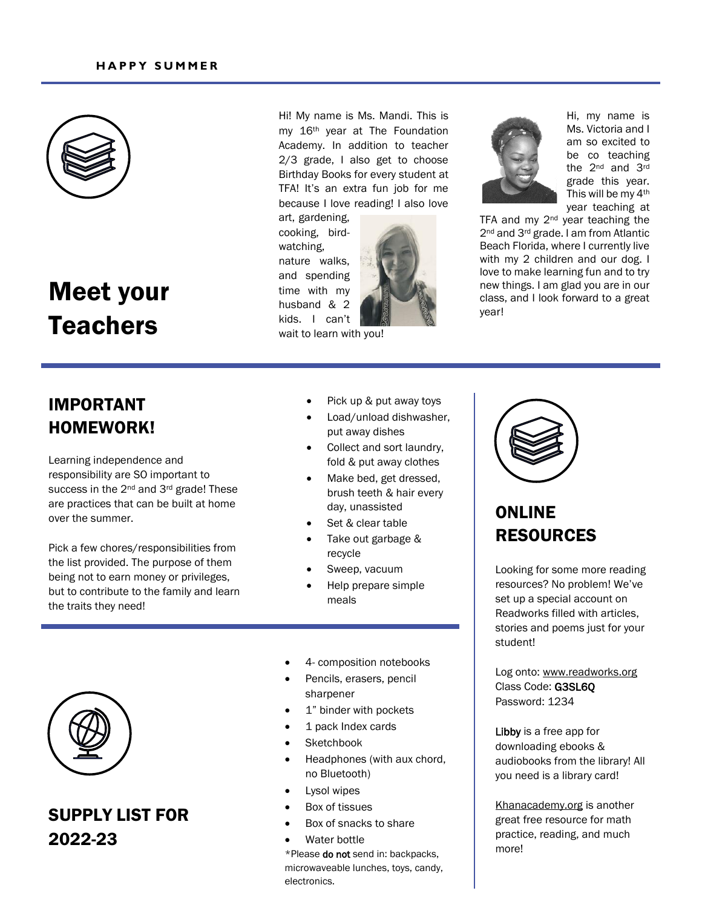HAPPY SUMMER

# Meet your Teachers

Hi! My name is Ms. Mandi. This is my 16th year at The Foundation Academy. In addition to teacher 2/3 grade, I also get to choose Birthday Books for every student at TFA! It's an extra fun job for me because I love reading! I also love art, gardening, cooking, bird-watching, nature walks, and spending time with my husband & 2 kids. I can't wait to learn with you!

Hi, my name is Ms. Victoria and I am so excited to be co teaching the 2nd and 3rd grade this year. This will be my 4th year teaching at TFA and my 2nd year teaching the 2nd and 3rd grade. I am from Atlantic Beach Florida, where I currently live with my 2 children and our dog. I love to make learning fun and to try new things. I am glad you are in our class, and I look forward to a great year!

## IMPORTANT HOMEWORK!

Learning independence and responsibility are SO important to success in the 2nd and 3rd grade! These are practices that can be built at home over the summer.

Pick a few chores/responsibilities from the list provided. The purpose of them being not to earn money or privileges, but to contribute to the family and learn the traits they need!

- Pick up & put away toys
- Load/unload dishwasher, put away dishes
- Collect and sort laundry, fold & put away clothes
- Make bed, get dressed, brush teeth & hair every day, unassisted
- Set & clear table
- Take out garbage & recycle
- Sweep, vacuum
- Help prepare simple meals

## SUPPLY LIST FOR 2022-23

- 4- composition notebooks
- Pencils, erasers, pencil sharpener
- 1" binder with pockets
- 1 pack Index cards
- Sketchbook
- Headphones (with aux chord, no Bluetooth)
- Lysol wipes
- Box of tissues
- Box of snacks to share
- Water bottle

*Please **do not** send in: backpacks, microwaveable lunches, toys, candy, electronics.

## ONLINE RESOURCES

Looking for some more reading resources? No problem! We've set up a special account on Readworks filled with articles, stories and poems just for your student!

Log onto: www.readworks.org
Class Code: G3SL6Q
Password: 1234

Libby is a free app for downloading ebooks & audiobooks from the library! All you need is a library card!

Khanacademy.org is another great free resource for math practice, reading, and much more!